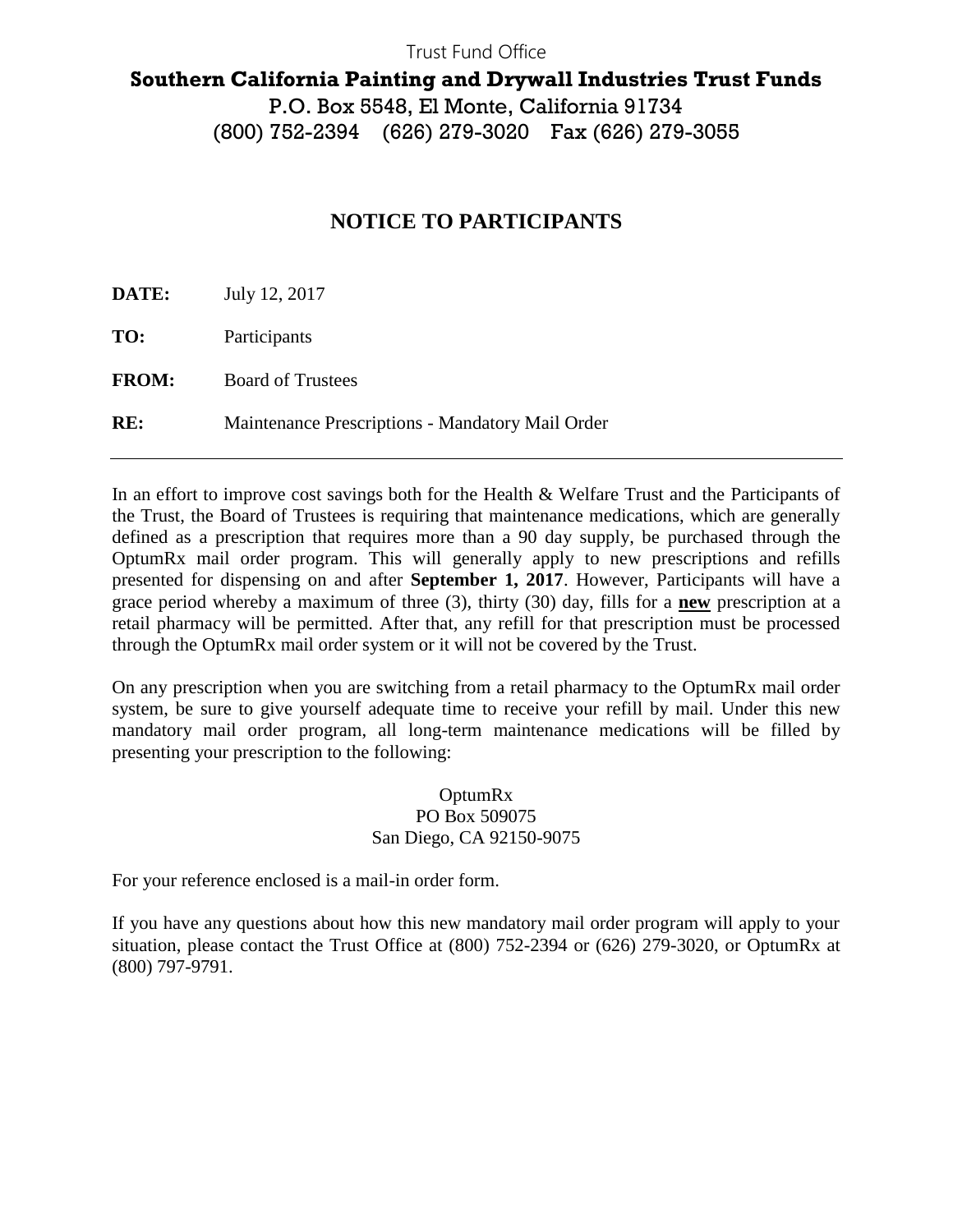Trust Fund Office

**Southern California Painting and Drywall Industries Trust Funds**

P.O. Box 5548, El Monte, California 91734

(800) 752-2394 (626) 279-3020 Fax (626) 279-3055

# NOTICE TO PARTICIPANTS

**DATE:** July 12, 2017

**TO:** Participants

**FROM:** Board of Trustees

**RE:** Maintenance Prescriptions - Mandatory Mail Order

---

In an effort to improve cost savings both for the Health & Welfare Trust and the Participants of the Trust, the Board of Trustees is requiring that maintenance medications, which are generally defined as a prescription that requires more than a 90 day supply, be purchased through the OptumRx mail order program. This will generally apply to new prescriptions and refills presented for dispensing on and after **September 1, 2017**. However, Participants will have a grace period whereby a maximum of three (3), thirty (30) day, fills for a **new** prescription at a retail pharmacy will be permitted. After that, any refill for that prescription must be processed through the OptumRx mail order system or it will not be covered by the Trust.

On any prescription when you are switching from a retail pharmacy to the OptumRx mail order system, be sure to give yourself adequate time to receive your refill by mail. Under this new mandatory mail order program, all long-term maintenance medications will be filled by presenting your prescription to the following:

OptumRx
PO Box 509075
San Diego, CA 92150-9075

For your reference enclosed is a mail-in order form.

If you have any questions about how this new mandatory mail order program will apply to your situation, please contact the Trust Office at (800) 752-2394 or (626) 279-3020, or OptumRx at (800) 797-9791.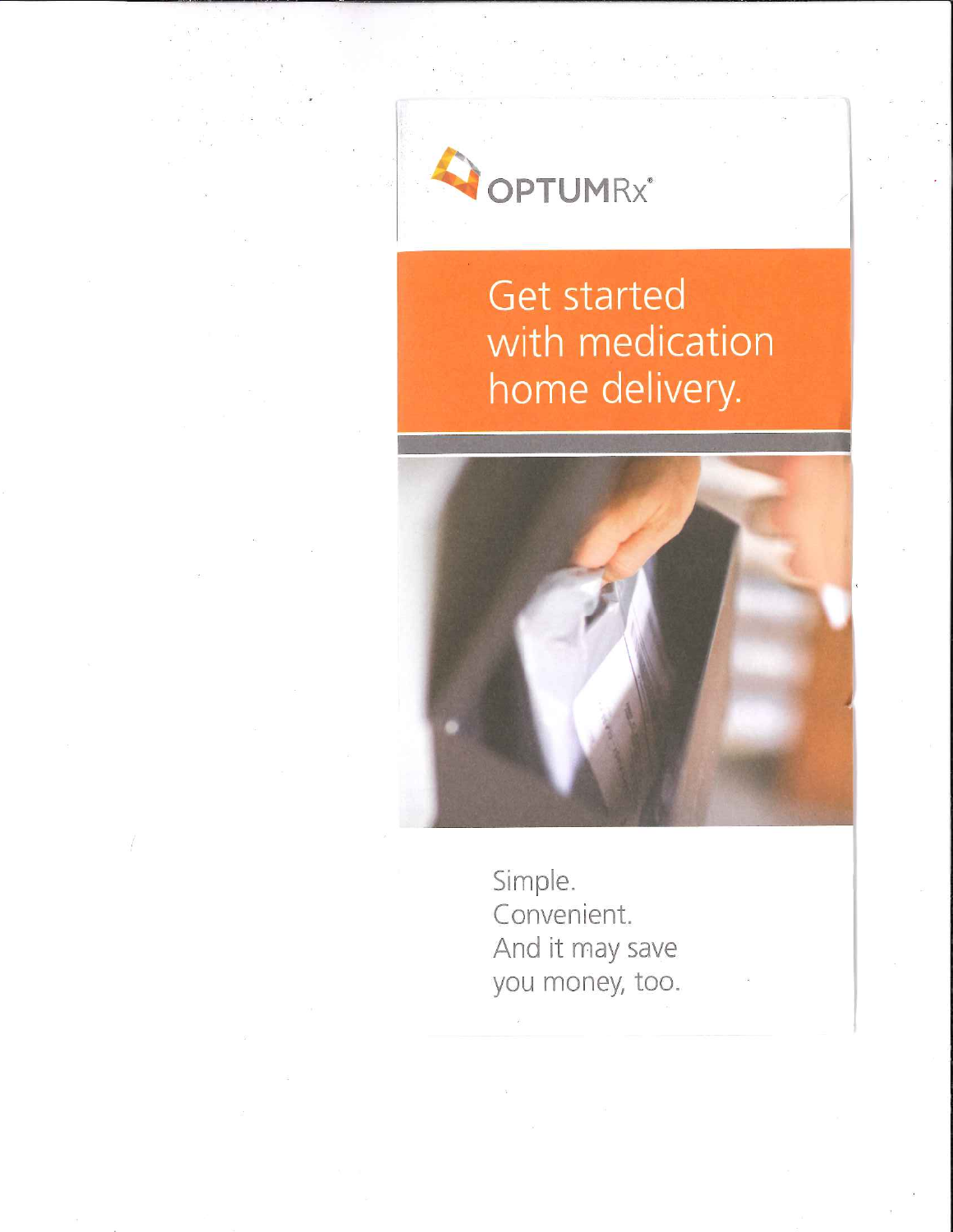OPTUMRx®

# Get started with medication home delivery.

Simple.
Convenient.
And it may save you money, too.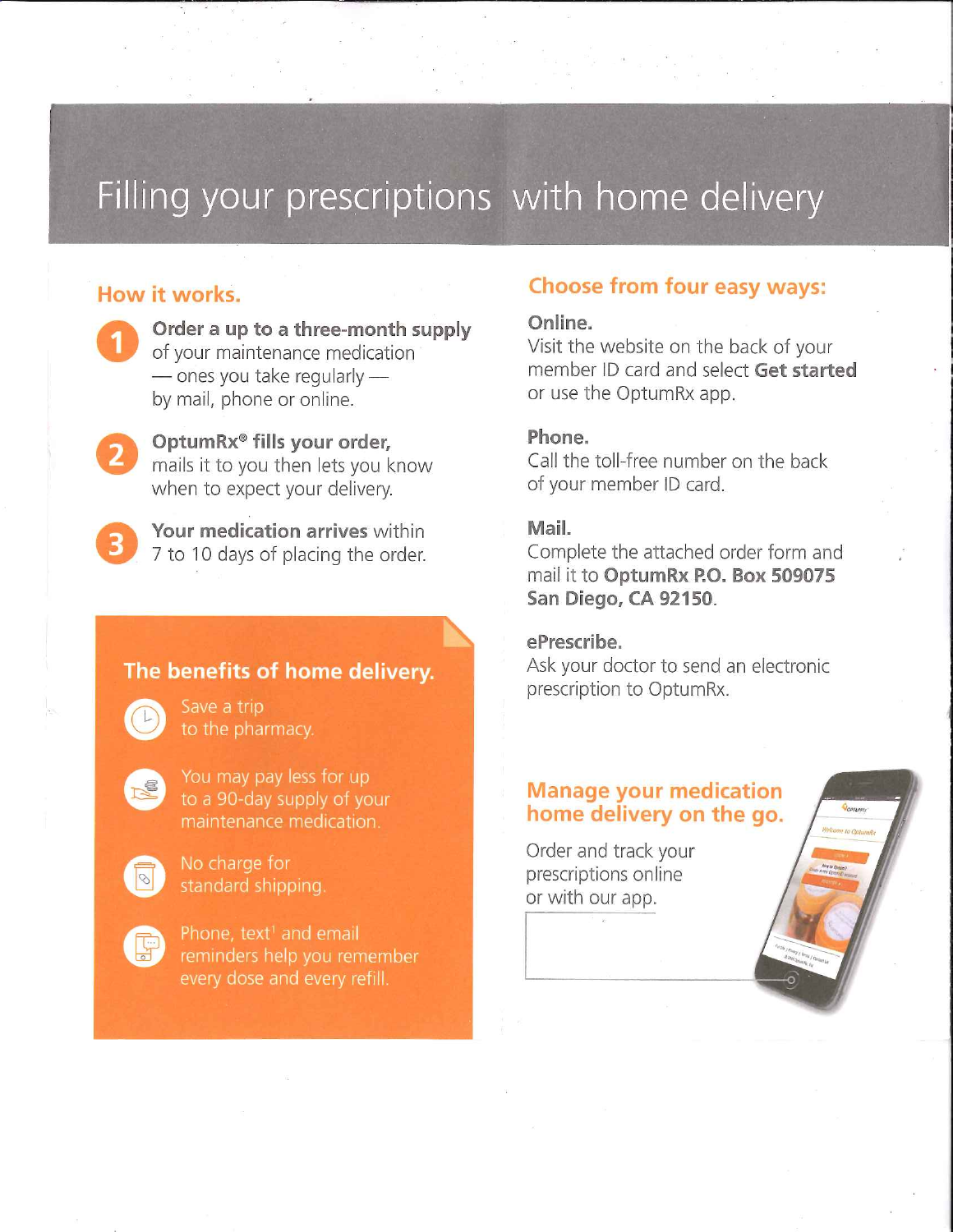# Filling your prescriptions with home delivery

## How it works.

1. **Order a up to a three-month supply** of your maintenance medication — ones you take regularly — by mail, phone or online.
2. **OptumRx® fills your order,** mails it to you then lets you know when to expect your delivery.
3. **Your medication arrives** within 7 to 10 days of placing the order.

### The benefits of home delivery.

- Save a trip to the pharmacy.
- You may pay less for up to a 90-day supply of your maintenance medication.
- No charge for standard shipping.
- Phone, text[1] and email reminders help you remember every dose and every refill.

## Choose from four easy ways:

**Online.**
Visit the website on the back of your member ID card and select **Get started** or use the OptumRx app.

**Phone.**
Call the toll-free number on the back of your member ID card.

**Mail.**
Complete the attached order form and mail it to **OptumRx P.O. Box 509075 San Diego, CA 92150**.

**ePrescribe.**
Ask your doctor to send an electronic prescription to OptumRx.

## Manage your medication home delivery on the go.

Order and track your prescriptions online or with our app.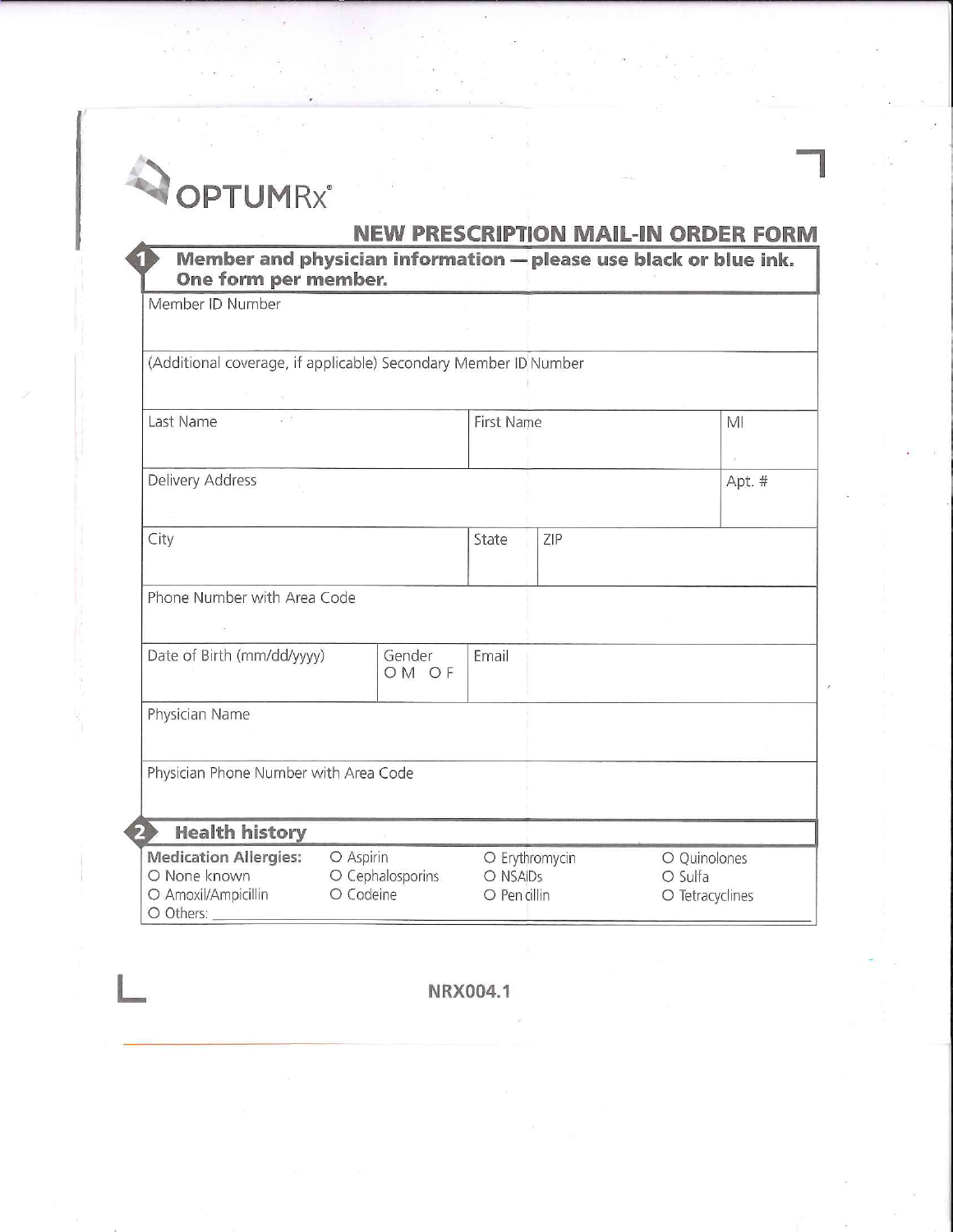OPTUMRx®

# NEW PRESCRIPTION MAIL-IN ORDER FORM

## 1 Member and physician information — please use black or blue ink. One form per member.

| | | | |
|---|---|---|---|
| Member ID Number | | | |
| (Additional coverage, if applicable) Secondary Member ID Number | | | |
| Last Name | | First Name | MI |
| Delivery Address | | | Apt. # |
| City | | State | ZIP |
| Phone Number with Area Code | | | |
| Date of Birth (mm/dd/yyyy) | Gender ○ M ○ F | Email | |
| Physician Name | | | |
| Physician Phone Number with Area Code | | | |

## 2 Health history

**Medication Allergies:**

- ○ None known
- ○ Amoxil/Ampicillin
- ○ Others: ______
- ○ Aspirin
- ○ Cephalosporins
- ○ Codeine
- ○ Erythromycin
- ○ NSAIDs
- ○ Penicillin
- ○ Quinolones
- ○ Sulfa
- ○ Tetracyclines

NRX004.1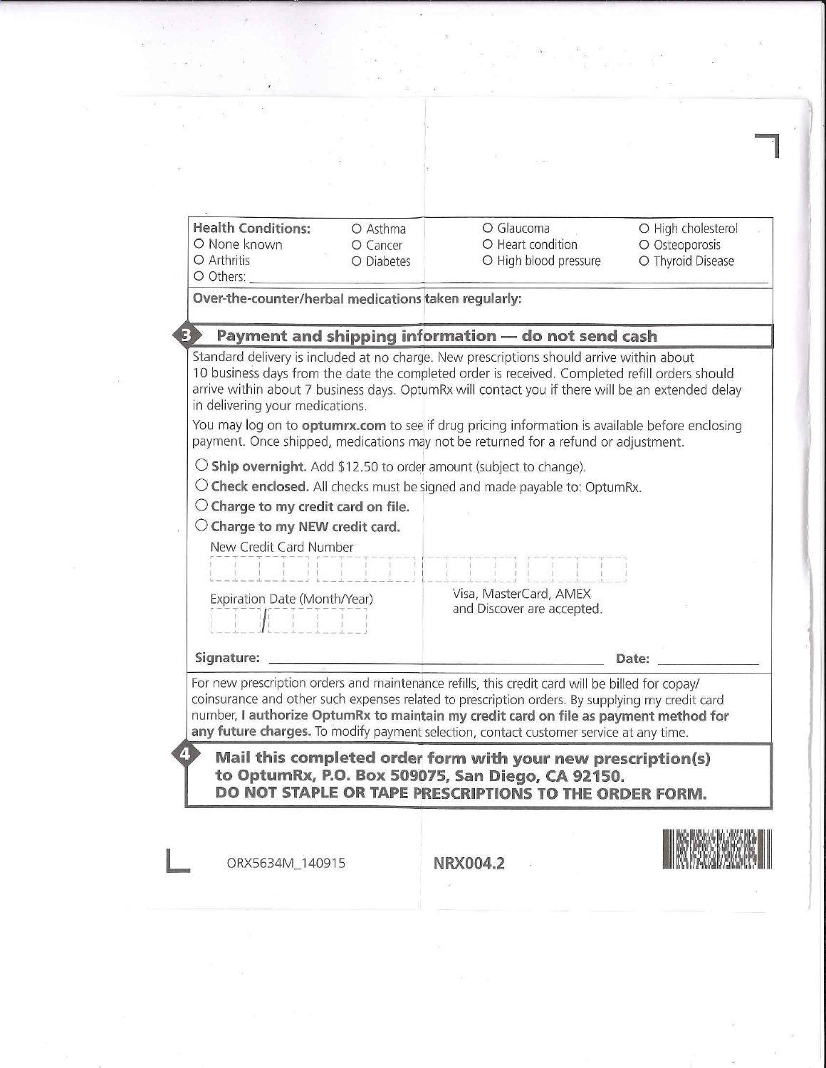**Health Conditions:**

- O None known
- O Arthritis
- O Others: \_\_\_\_\_\_\_\_\_\_
- O Asthma
- O Cancer
- O Diabetes
- O Glaucoma
- O Heart condition
- O High blood pressure
- O High cholesterol
- O Osteoporosis
- O Thyroid Disease

**Over-the-counter/herbal medications taken regularly:**

## 3 Payment and shipping information — do not send cash

Standard delivery is included at no charge. New prescriptions should arrive within about 10 business days from the date the completed order is received. Completed refill orders should arrive within about 7 business days. OptumRx will contact you if there will be an extended delay in delivering your medications.

You may log on to **optumrx.com** to see if drug pricing information is available before enclosing payment. Once shipped, medications may not be returned for a refund or adjustment.

- O **Ship overnight.** Add $12.50 to order amount (subject to change).
- O **Check enclosed.** All checks must be signed and made payable to: OptumRx.
- O **Charge to my credit card on file.**
- O **Charge to my NEW credit card.**

New Credit Card Number

Expiration Date (Month/Year)

Visa, MasterCard, AMEX and Discover are accepted.

**Signature:** \_\_\_\_\_\_\_\_\_\_\_\_\_\_\_\_\_\_\_\_ **Date:** \_\_\_\_\_\_\_\_\_\_

For new prescription orders and maintenance refills, this credit card will be billed for copay/coinsurance and other such expenses related to prescription orders. By supplying my credit card number, **I authorize OptumRx to maintain my credit card on file as payment method for any future charges.** To modify payment selection, contact customer service at any time.

## 4 Mail this completed order form with your new prescription(s) to OptumRx, P.O. Box 509075, San Diego, CA 92150.

**DO NOT STAPLE OR TAPE PRESCRIPTIONS TO THE ORDER FORM.**

ORX5634M_140915 **NRX004.2**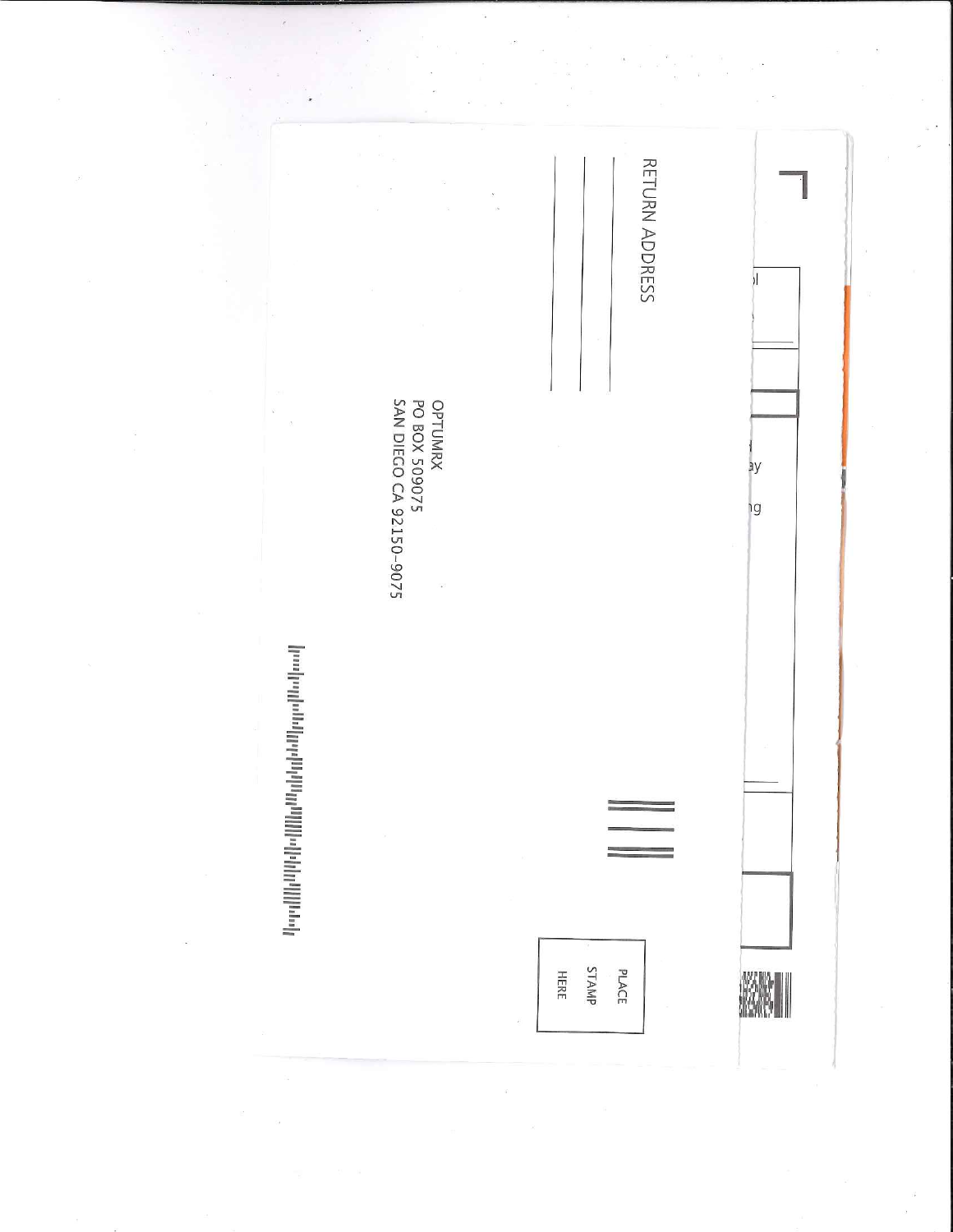RETURN ADDRESS

OPTUMRX
PO BOX 509075
SAN DIEGO CA 92150-9075

PLACE
STAMP
HERE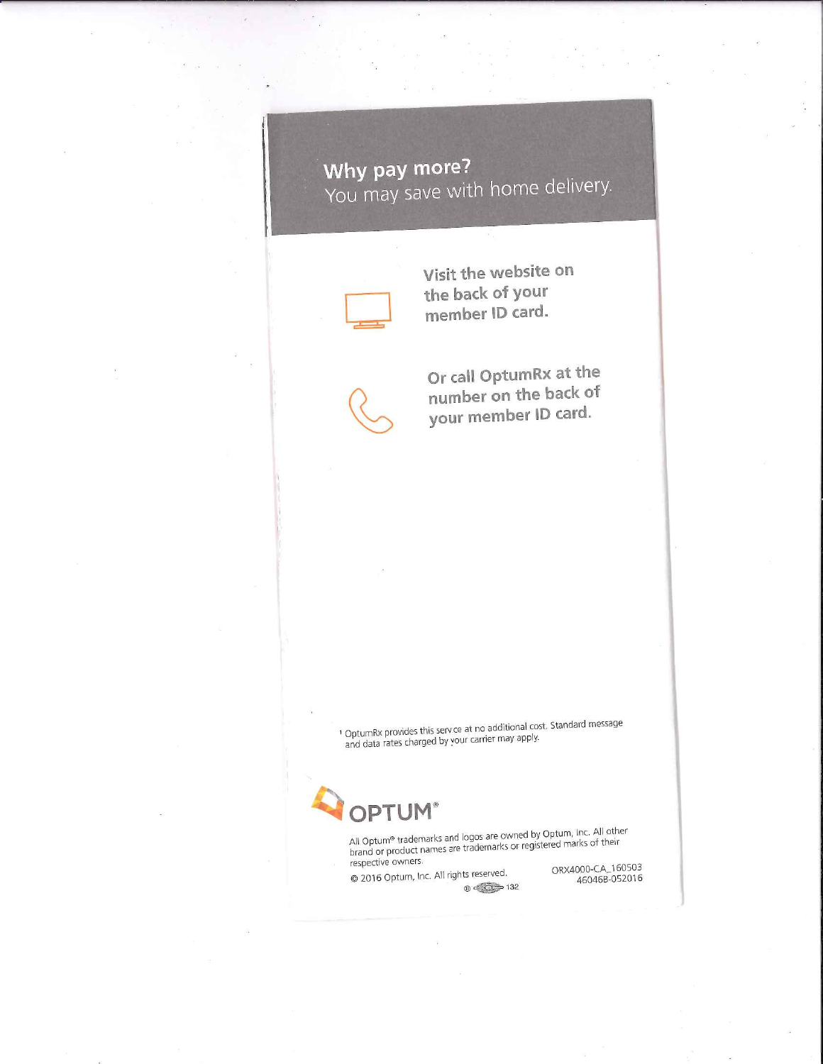## Why pay more?

You may save with home delivery.

Visit the website on the back of your member ID card.

Or call OptumRx at the number on the back of your member ID card.

[1] OptumRx provides this service at no additional cost. Standard message and data rates charged by your carrier may apply.

OPTUM®

All Optum® trademarks and logos are owned by Optum, Inc. All other brand or product names are trademarks or registered marks of their respective owners.

© 2016 Optum, Inc. All rights reserved.

ORX4000-CA_160503
46046B-052016